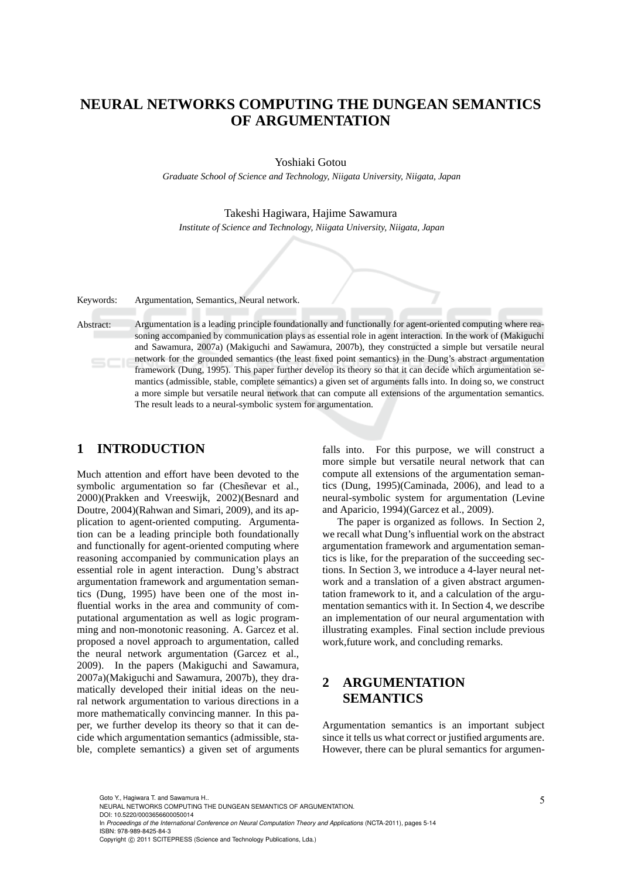# NEURAL NETWORKS COMPUTING THE DUNGEAN SEMANTICS OF ARGUMENTATION

Yoshiaki Gotou

*Graduate School of Science and Technology, Niigata University, Niigata, Japan*

Takeshi Hagiwara, Hajime Sawamura

*Institute of Science and Technology, Niigata University, Niigata, Japan*

Keywords: Argumentation, Semantics, Neural network.

Abstract: Argumentation is a leading principle foundationally and functionally for agent-oriented computing where reasoning accompanied by communication plays as essential role in agent interaction. In the work of (Makiguchi and Sawamura, 2007a) (Makiguchi and Sawamura, 2007b), they constructed a simple but versatile neural network for the grounded semantics (the least fixed point semantics) in the Dung's abstract argumentation framework (Dung, 1995). This paper further develop its theory so that it can decide which argumentation semantics (admissible, stable, complete semantics) a given set of arguments falls into. In doing so, we construct a more simple but versatile neural network that can compute all extensions of the argumentation semantics. The result leads to a neural-symbolic system for argumentation.

## 1 INTRODUCTION

Much attention and effort have been devoted to the symbolic argumentation so far (Chesñevar et al., 2000)(Prakken and Vreeswijk, 2002)(Besnard and Doutre, 2004)(Rahwan and Simari, 2009), and its application to agent-oriented computing. Argumentation can be a leading principle both foundationally and functionally for agent-oriented computing where reasoning accompanied by communication plays an essential role in agent interaction. Dung's abstract argumentation framework and argumentation semantics (Dung, 1995) have been one of the most influential works in the area and community of computational argumentation as well as logic programming and non-monotonic reasoning. A. Garcez et al. proposed a novel approach to argumentation, called the neural network argumentation (Garcez et al., 2009). In the papers (Makiguchi and Sawamura, 2007a)(Makiguchi and Sawamura, 2007b), they dramatically developed their initial ideas on the neural network argumentation to various directions in a more mathematically convincing manner. In this paper, we further develop its theory so that it can decide which argumentation semantics (admissible, stable, complete semantics) a given set of arguments falls into. For this purpose, we will construct a more simple but versatile neural network that can compute all extensions of the argumentation semantics (Dung, 1995)(Caminada, 2006), and lead to a neural-symbolic system for argumentation (Levine and Aparicio, 1994)(Garcez et al., 2009).

The paper is organized as follows. In Section 2, we recall what Dung's influential work on the abstract argumentation framework and argumentation semantics is like, for the preparation of the succeeding sections. In Section 3, we introduce a 4-layer neural network and a translation of a given abstract argumentation framework to it, and a calculation of the argumentation semantics with it. In Section 4, we describe an implementation of our neural argumentation with illustrating examples. Final section include previous work,future work, and concluding remarks.

## 2 ARGUMENTATION SEMANTICS

Argumentation semantics is an important subject since it tells us what correct or justified arguments are. However, there can be plural semantics for argumen-

Goto Y., Hagiwara T. and Sawamura H..
NEURAL NETWORKS COMPUTING THE DUNGEAN SEMANTICS OF ARGUMENTATION.
DOI: 10.5220/0003656600050014
In *Proceedings of the International Conference on Neural Computation Theory and Applications* (NCTA-2011), pages 5-14
ISBN: 978-989-8425-84-3
Copyright © 2011 SCITEPRESS (Science and Technology Publications, Lda.)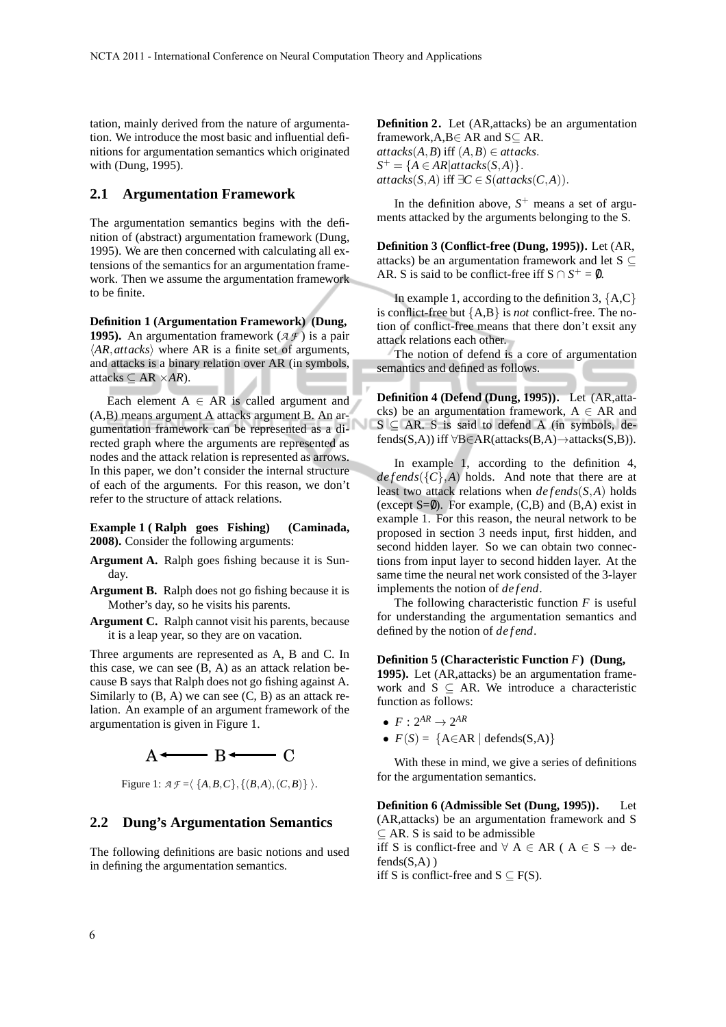tation, mainly derived from the nature of argumentation. We introduce the most basic and influential definitions for argumentation semantics which originated with (Dung, 1995).

## 2.1 Argumentation Framework

The argumentation semantics begins with the definition of (abstract) argumentation framework (Dung, 1995). We are then concerned with calculating all extensions of the semantics for an argumentation framework. Then we assume the argumentation framework to be finite.

**Definition 1 (Argumentation Framework) (Dung, 1995).** An argumentation framework ($\mathcal{AF}$) is a pair $\langle AR, attacks \rangle$ where AR is a finite set of arguments, and attacks is a binary relation over AR (in symbols, attacks $\subseteq$ AR $\times AR$).

Each element A $\in$ AR is called argument and (A,B) means argument A attacks argument B. An argumentation framework can be represented as a directed graph where the arguments are represented as nodes and the attack relation is represented as arrows. In this paper, we don't consider the internal structure of each of the arguments. For this reason, we don't refer to the structure of attack relations.

**Example 1 ( Ralph goes Fishing) (Caminada, 2008).** Consider the following arguments:

**Argument A.** Ralph goes fishing because it is Sunday.

**Argument B.** Ralph does not go fishing because it is Mother's day, so he visits his parents.

**Argument C.** Ralph cannot visit his parents, because it is a leap year, so they are on vacation.

Three arguments are represented as A, B and C. In this case, we can see (B, A) as an attack relation because B says that Ralph does not go fishing against A. Similarly to (B, A) we can see (C, B) as an attack relation. An example of an argument framework of the argumentation is given in Figure 1.

$$A \longleftarrow B \longleftarrow C$$

Figure 1: $\mathcal{AF} = \langle \{A,B,C\}, \{(B,A),(C,B)\} \rangle$.

## 2.2 Dung's Argumentation Semantics

The following definitions are basic notions and used in defining the argumentation semantics.

**Definition 2.** Let (AR,attacks) be an argumentation framework,A,B$\in$ AR and S$\subseteq$ AR.
$attacks(A,B)$ iff $(A,B) \in attacks$.
$S^+ = \{A \in AR | attacks(S,A)\}$.
$attacks(S,A)$ iff $\exists C \in S(attacks(C,A))$.

In the definition above, $S^+$ means a set of arguments attacked by the arguments belonging to the S.

**Definition 3 (Conflict-free (Dung, 1995)).** Let (AR, attacks) be an argumentation framework and let S $\subseteq$ AR. S is said to be conflict-free iff S $\cap$ $S^+ = \emptyset$.

In example 1, according to the definition 3, $\{A,C\}$ is conflict-free but $\{A,B\}$ is *not* conflict-free. The notion of conflict-free means that there don't exsit any attack relations each other.

The notion of defend is a core of argumentation semantics and defined as follows.

**Definition 4 (Defend (Dung, 1995)).** Let (AR,attacks) be an argumentation framework, A $\in$ AR and S $\subseteq$ AR. S is said to defend A (in symbols, defends(S,A)) iff $\forall$B$\in$AR(attacks(B,A)$\rightarrow$attacks(S,B)).

In example 1, according to the definition 4, $defends(\{C\},A)$ holds. And note that there are at least two attack relations when $defends(S,A)$ holds (except S=$\emptyset$). For example, (C,B) and (B,A) exist in example 1. For this reason, the neural network to be proposed in section 3 needs input, first hidden, and second hidden layer. So we can obtain two connections from input layer to second hidden layer. At the same time the neural net work consisted of the 3-layer implements the notion of $defend$.

The following characteristic function $F$ is useful for understanding the argumentation semantics and defined by the notion of $defend$.

**Definition 5 (Characteristic Function $F$) (Dung, 1995).** Let (AR,attacks) be an argumentation framework and S $\subseteq$ AR. We introduce a characteristic function as follows:

- $F : 2^{AR} \rightarrow 2^{AR}$
- $F(S) =$ {A$\in$AR | defends(S,A)}

With these in mind, we give a series of definitions for the argumentation semantics.

**Definition 6 (Admissible Set (Dung, 1995)).** Let (AR,attacks) be an argumentation framework and S $\subseteq$ AR. S is said to be admissible
iff S is conflict-free and $\forall$ A $\in$ AR ( A $\in$ S $\rightarrow$ defends(S,A) )
iff S is conflict-free and S $\subseteq$ F(S).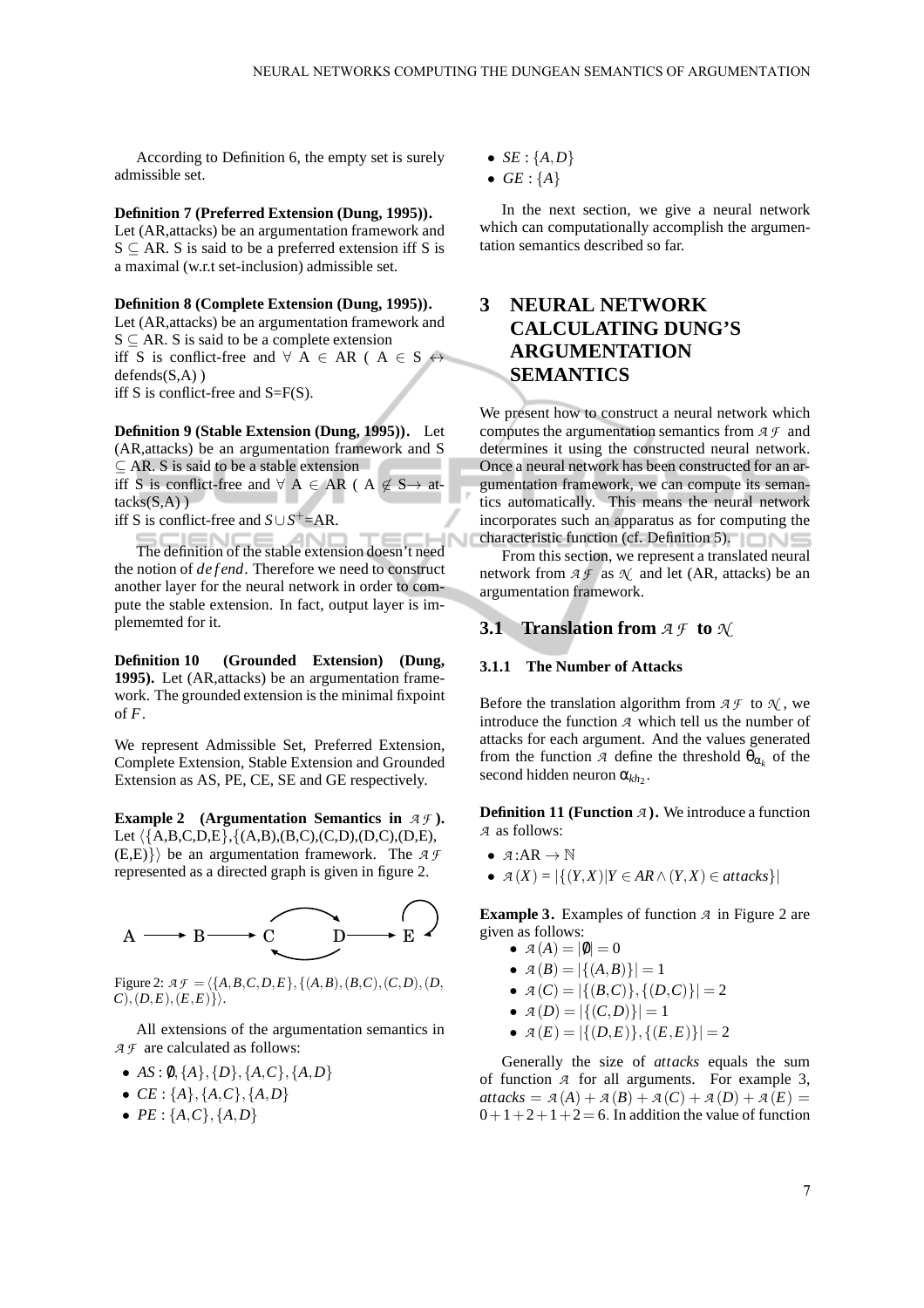According to Definition 6, the empty set is surely admissible set.

**Definition 7 (Preferred Extension (Dung, 1995)).** Let (AR,attacks) be an argumentation framework and S $\subseteq$ AR. S is said to be a preferred extension iff S is a maximal (w.r.t set-inclusion) admissible set.

**Definition 8 (Complete Extension (Dung, 1995)).** Let (AR,attacks) be an argumentation framework and S $\subseteq$ AR. S is said to be a complete extension
iff S is conflict-free and $\forall$ A $\in$ AR ( A $\in$ S $\leftrightarrow$ defends(S,A) )
iff S is conflict-free and S=F(S).

**Definition 9 (Stable Extension (Dung, 1995)).** Let (AR,attacks) be an argumentation framework and S $\subseteq$ AR. S is said to be a stable extension
iff S is conflict-free and $\forall$ A $\in$ AR ( A $\notin$ S$\rightarrow$ attacks(S,A) )
iff S is conflict-free and $S \cup S^{+}$=AR.

The definition of the stable extension doesn't need the notion of *defend*. Therefore we need to construct another layer for the neural network in order to compute the stable extension. In fact, output layer is implememted for it.

**Definition 10 (Grounded Extension) (Dung, 1995).** Let (AR,attacks) be an argumentation framework. The grounded extension is the minimal fixpoint of $F$.

We represent Admissible Set, Preferred Extension, Complete Extension, Stable Extension and Grounded Extension as AS, PE, CE, SE and GE respectively.

**Example 2 (Argumentation Semantics in $\mathcal{AF}$).** Let $\langle$\{A,B,C,D,E\},\{(A,B),(B,C),(C,D),(D,C),(D,E),(E,E)\}$\rangle$ be an argumentation framework. The $\mathcal{AF}$ represented as a directed graph is given in figure 2.

Figure 2: $\mathcal{AF} = \langle \{A,B,C,D,E\}, \{(A,B),(B,C),(C,D),(D,C),(D,E),(E,E)\} \rangle$.

All extensions of the argumentation semantics in $\mathcal{AF}$ are calculated as follows:

- $AS : \emptyset, \{A\}, \{D\}, \{A,C\}, \{A,D\}$
- $CE : \{A\}, \{A,C\}, \{A,D\}$
- $PE : \{A,C\}, \{A,D\}$
- $SE : \{A,D\}$
- $GE : \{A\}$

In the next section, we give a neural network which can computationally accomplish the argumentation semantics described so far.

# 3 NEURAL NETWORK CALCULATING DUNG'S ARGUMENTATION SEMANTICS

We present how to construct a neural network which computes the argumentation semantics from $\mathcal{AF}$ and determines it using the constructed neural network. Once a neural network has been constructed for an argumentation framework, we can compute its semantics automatically. This means the neural network incorporates such an apparatus as for computing the characteristic function (cf. Definition 5).

From this section, we represent a translated neural network from $\mathcal{AF}$ as $\mathcal{N}$ and let (AR, attacks) be an argumentation framework.

## 3.1 Translation from $\mathcal{AF}$ to $\mathcal{N}$

### 3.1.1 The Number of Attacks

Before the translation algorithm from $\mathcal{AF}$ to $\mathcal{N}$, we introduce the function $\mathcal{A}$ which tell us the number of attacks for each argument. And the values generated from the function $\mathcal{A}$ define the threshold $\theta_{\alpha_k}$ of the second hidden neuron $\alpha_{kh_2}$.

**Definition 11 (Function $\mathcal{A}$).** We introduce a function $\mathcal{A}$ as follows:

- $\mathcal{A}$:AR $\rightarrow \mathbb{N}$
- $\mathcal{A}(X) = |\{(Y,X)|Y \in AR \wedge (Y,X) \in attacks\}|$

**Example 3.** Examples of function $\mathcal{A}$ in Figure 2 are given as follows:

- $\mathcal{A}(A) = |\emptyset| = 0$
- $\mathcal{A}(B) = |\{(A,B)\}| = 1$
- $\mathcal{A}(C) = |\{(B,C)\},\{(D,C)\}| = 2$
- $\mathcal{A}(D) = |\{(C,D)\}| = 1$
- $\mathcal{A}(E) = |\{(D,E)\},\{(E,E)\}| = 2$

Generally the size of *attacks* equals the sum of function $\mathcal{A}$ for all arguments. For example 3, $attacks = \mathcal{A}(A) + \mathcal{A}(B) + \mathcal{A}(C) + \mathcal{A}(D) + \mathcal{A}(E) = 0+1+2+1+2 = 6$. In addition the value of function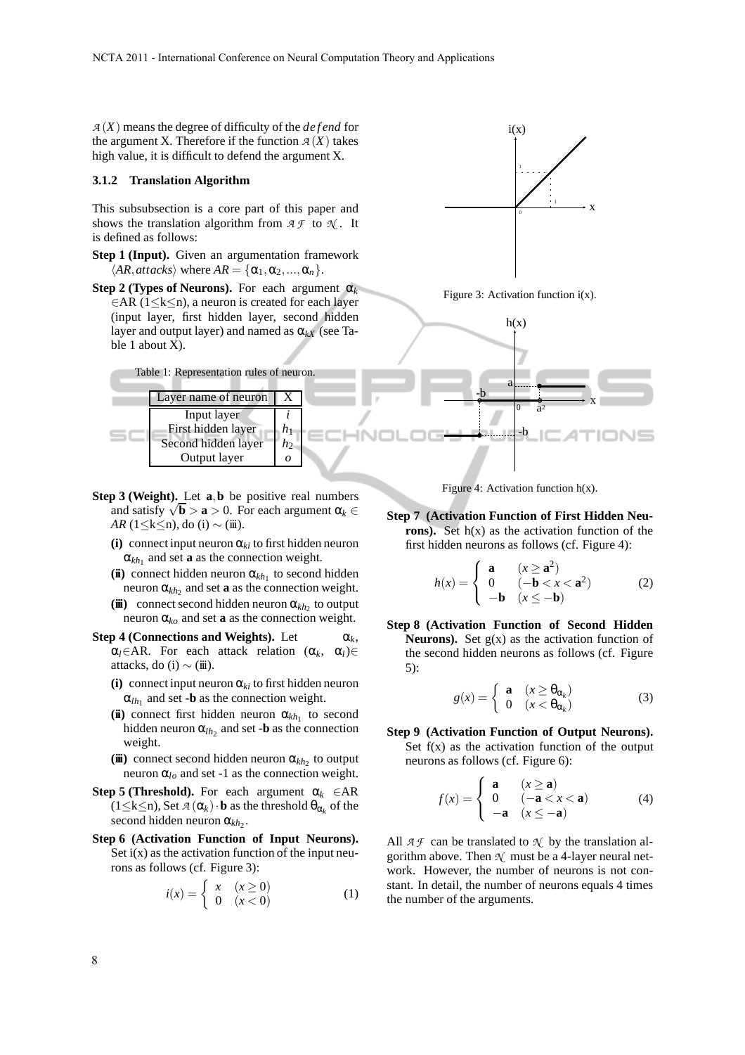$\mathcal{A}(X)$ means the degree of difficulty of the *defend* for the argument X. Therefore if the function $\mathcal{A}(X)$ takes high value, it is difficult to defend the argument X.

### 3.1.2 Translation Algorithm

This subsubsection is a core part of this paper and shows the translation algorithm from $\mathcal{AF}$ to $\mathcal{N}$. It is defined as follows:

**Step 1 (Input).** Given an argumentation framework $\langle AR, attacks \rangle$ where $AR = \{\alpha_1, \alpha_2, ..., \alpha_n\}$.

**Step 2 (Types of Neurons).** For each argument $\alpha_k \in$AR ($1 \leq$k$\leq$n), a neuron is created for each layer (input layer, first hidden layer, second hidden layer and output layer) and named as $\alpha_{kX}$ (see Table 1 about X).

Table 1: Representation rules of neuron.

| Layer name of neuron | X |
|---|---|
| Input layer | $i$ |
| First hidden layer | $h_1$ |
| Second hidden layer | $h_2$ |
| Output layer | $o$ |

**Step 3 (Weight).** Let $\mathbf{a}, \mathbf{b}$ be positive real numbers and satisfy $\sqrt{\mathbf{b}} > \mathbf{a} > 0$. For each argument $\alpha_k \in AR$ ($1 \leq$k$\leq$n), do (i) $\sim$ (iii).

- **(i)** connect input neuron $\alpha_{ki}$ to first hidden neuron $\alpha_{kh_1}$ and set $\mathbf{a}$ as the connection weight.
- **(ii)** connect hidden neuron $\alpha_{kh_1}$ to second hidden neuron $\alpha_{kh_2}$ and set $\mathbf{a}$ as the connection weight.
- **(iii)** connect second hidden neuron $\alpha_{kh_2}$ to output neuron $\alpha_{ko}$ and set $\mathbf{a}$ as the connection weight.

**Step 4 (Connections and Weights).** Let $\alpha_k$, $\alpha_l \in$AR. For each attack relation ($\alpha_k$, $\alpha_l$)$\in$ attacks, do (i) $\sim$ (iii).

- **(i)** connect input neuron $\alpha_{ki}$ to first hidden neuron $\alpha_{lh_1}$ and set **-b** as the connection weight.
- **(ii)** connect first hidden neuron $\alpha_{kh_1}$ to second hidden neuron $\alpha_{lh_2}$ and set **-b** as the connection weight.
- **(iii)** connect second hidden neuron $\alpha_{kh_2}$ to output neuron $\alpha_{lo}$ and set -1 as the connection weight.

**Step 5 (Threshold).** For each argument $\alpha_k \in$AR ($1 \leq$k$\leq$n), Set $\mathcal{A}(\alpha_k) \cdot \mathbf{b}$ as the threshold $\theta_{\alpha_k}$ of the second hidden neuron $\alpha_{kh_2}$.

**Step 6 (Activation Function of Input Neurons).** Set i(x) as the activation function of the input neurons as follows (cf. Figure 3):

$$i(x) = \begin{cases} x & (x \geq 0) \\ 0 & (x < 0) \end{cases} \tag{1}$$

Figure 3: Activation function i(x).

Figure 4: Activation function h(x).

**Step 7 (Activation Function of First Hidden Neurons).** Set h(x) as the activation function of the first hidden neurons as follows (cf. Figure 4):

$$h(x) = \begin{cases} \mathbf{a} & (x \geq \mathbf{a}^2) \\ 0 & (-\mathbf{b} < x < \mathbf{a}^2) \\ -\mathbf{b} & (x \leq -\mathbf{b}) \end{cases} \tag{2}$$

**Step 8 (Activation Function of Second Hidden Neurons).** Set g(x) as the activation function of the second hidden neurons as follows (cf. Figure 5):

$$g(x) = \begin{cases} \mathbf{a} & (x \geq \theta_{\alpha_k}) \\ 0 & (x < \theta_{\alpha_k}) \end{cases} \tag{3}$$

**Step 9 (Activation Function of Output Neurons).** Set f(x) as the activation function of the output neurons as follows (cf. Figure 6):

$$f(x) = \begin{cases} \mathbf{a} & (x \geq \mathbf{a}) \\ 0 & (-\mathbf{a} < x < \mathbf{a}) \\ -\mathbf{a} & (x \leq -\mathbf{a}) \end{cases} \tag{4}$$

All $\mathcal{AF}$ can be translated to $\mathcal{N}$ by the translation algorithm above. Then $\mathcal{N}$ must be a 4-layer neural network. However, the number of neurons is not constant. In detail, the number of neurons equals 4 times the number of the arguments.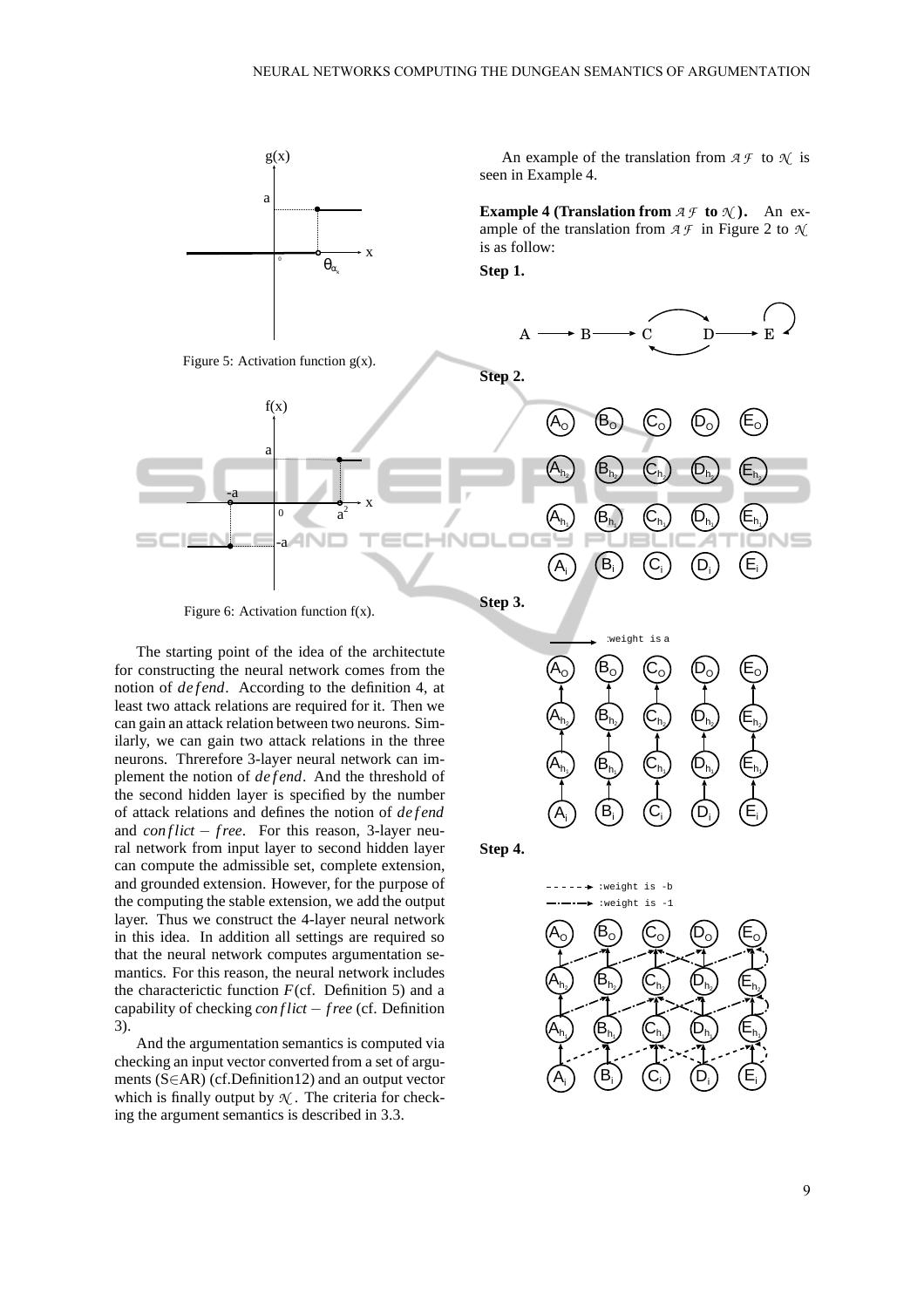Figure 5: Activation function g(x).

Figure 6: Activation function f(x).

The starting point of the idea of the architectute for constructing the neural network comes from the notion of *defend*. According to the definition 4, at least two attack relations are required for it. Then we can gain an attack relation between two neurons. Similarly, we can gain two attack relations in the three neurons. Threrefore 3-layer neural network can implement the notion of *defend*. And the threshold of the second hidden layer is specified by the number of attack relations and defines the notion of *defend* and *conflict* − *free*. For this reason, 3-layer neural network from input layer to second hidden layer can compute the admissible set, complete extension, and grounded extension. However, for the purpose of the computing the stable extension, we add the output layer. Thus we construct the 4-layer neural network in this idea. In addition all settings are required so that the neural network computes argumentation semantics. For this reason, the neural network includes the characterictic function $F$(cf. Definition 5) and a capability of checking *conflict* − *free* (cf. Definition 3).

And the argumentation semantics is computed via checking an input vector converted from a set of arguments (S∈AR) (cf.Definition12) and an output vector which is finally output by $\mathcal{N}$. The criteria for checking the argument semantics is described in 3.3.

An example of the translation from $\mathcal{AF}$ to $\mathcal{N}$ is seen in Example 4.

**Example 4 (Translation from $\mathcal{AF}$ to $\mathcal{N}$).** An example of the translation from $\mathcal{AF}$ in Figure 2 to $\mathcal{N}$ is as follow:

**Step 1.**

**Step 2.**

**Step 3.**

**Step 4.**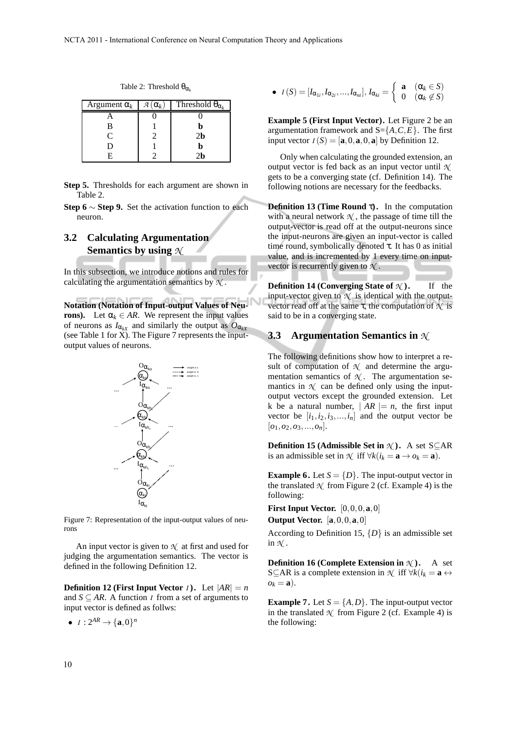Table 2: Threshold $\theta_{\alpha_k}$

| Argument $\alpha_k$ | $\mathcal{A}(\alpha_k)$ | Threshold $\theta_{\alpha_k}$ |
|---|---|---|
| A | 0 | 0 |
| B | 1 | **b** |
| C | 2 | 2**b** |
| D | 1 | **b** |
| E | 2 | 2**b** |

**Step 5.** Thresholds for each argument are shown in Table 2.

**Step 6 $\sim$ Step 9.** Set the activation function to each neuron.

## 3.2 Calculating Argumentation Semantics by using $\mathcal{N}$

In this subsection, we introduce notions and rules for calculating the argumentation semantics by $\mathcal{N}$.

**Notation (Notation of Input-output Values of Neurons).** Let $\alpha_k \in AR$. We represent the input values of neurons as $I_{\alpha_{kX}}$ and similarly the output as $O_{\alpha_{kX}}$ (see Table 1 for X). The Figure 7 represents the input-output values of neurons.

Figure 7: Representation of the input-output values of neurons

An input vector is given to $\mathcal{N}$ at first and used for judging the argumentation semantics. The vector is defined in the following Definition 12.

**Definition 12 (First Input Vector $\mathcal{I}$).** Let $|AR| = n$ and $S \subseteq AR$. A function $\mathcal{I}$ from a set of arguments to input vector is defined as follws:

- $\mathcal{I} : 2^{AR} \to \{\mathbf{a}, 0\}^n$
- $\mathcal{I}(S) = [I_{\alpha_{1i}}, I_{\alpha_{2i}}, ..., I_{\alpha_{ni}}]$, $I_{\alpha_{ki}} = \begin{cases} \mathbf{a} & (\alpha_k \in S) \\ 0 & (\alpha_k \notin S) \end{cases}$

**Example 5 (First Input Vector).** Let Figure 2 be an argumentation framework and S=$\{A, C, E\}$. The first input vector $\mathcal{I}(S) = [\mathbf{a}, 0, \mathbf{a}, 0, \mathbf{a}]$ by Definition 12.

Only when calculating the grounded extension, an output vector is fed back as an input vector until $\mathcal{N}$ gets to be a converging state (cf. Definition 14). The following notions are necessary for the feedbacks.

**Definition 13 (Time Round $\tau$).** In the computation with a neural network $\mathcal{N}$, the passage of time till the output-vector is read off at the output-neurons since the input-neurons are given an input-vector is called time round, symbolically denoted $\tau$. It has 0 as initial value, and is incremented by 1 every time on input-vector is recurrently given to $\mathcal{N}$.

**Definition 14 (Converging State of $\mathcal{N}$).** If the input-vector given to $\mathcal{N}$ is identical with the output-vector read off at the same $\tau$, the computation of $\mathcal{N}$ is said to be in a converging state.

## 3.3 Argumentation Semantics in $\mathcal{N}$

The following definitions show how to interpret a result of computation of $\mathcal{N}$ and determine the argumentation semantics of $\mathcal{N}$. The argumentation semantics in $\mathcal{N}$ can be defined only using the input-output vectors except the grounded extension. Let k be a natural number, $|AR| = n$, the first input vector be $[i_1, i_2, i_3, ..., i_n]$ and the output vector be $[o_1, o_2, o_3, ..., o_n]$.

**Definition 15 (Admissible Set in $\mathcal{N}$).** A set S$\subseteq$AR is an admissible set in $\mathcal{N}$ iff $\forall k(i_k = \mathbf{a} \to o_k = \mathbf{a})$.

**Example 6.** Let $S = \{D\}$. The input-output vector in the translated $\mathcal{N}$ from Figure 2 (cf. Example 4) is the following:

**First Input Vector.** $[0, 0, 0, \mathbf{a}, 0]$

**Output Vector.** $[\mathbf{a}, 0, 0, \mathbf{a}, 0]$

According to Definition 15, $\{D\}$ is an admissible set in $\mathcal{N}$.

**Definition 16 (Complete Extension in $\mathcal{N}$).** A set S$\subseteq$AR is a complete extension in $\mathcal{N}$ iff $\forall k(i_k = \mathbf{a} \leftrightarrow o_k = \mathbf{a})$.

**Example 7.** Let $S = \{A, D\}$. The input-output vector in the translated $\mathcal{N}$ from Figure 2 (cf. Example 4) is the following: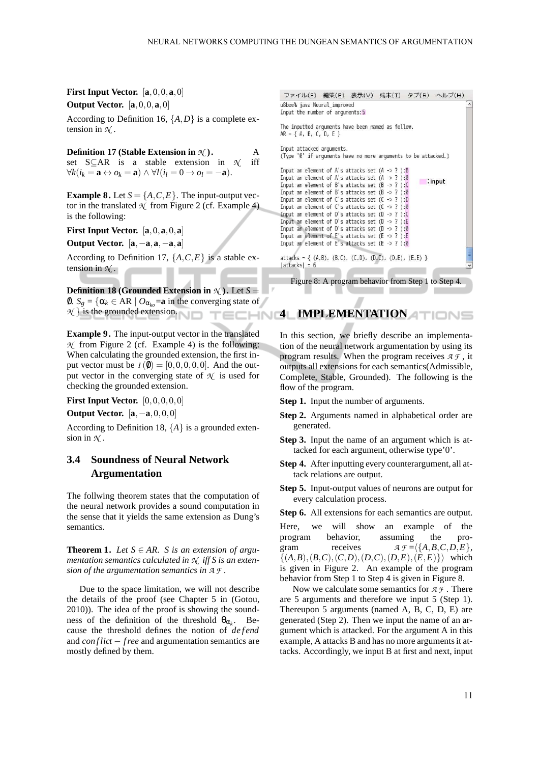**First Input Vector.** $[\mathbf{a}, 0, 0, \mathbf{a}, 0]$

**Output Vector.** $[\mathbf{a}, 0, 0, \mathbf{a}, 0]$

According to Definition 16, $\{A, D\}$ is a complete extension in $\mathcal{N}$.

**Definition 17 (Stable Extension in $\mathcal{N}$).** A set S⊆AR is a stable extension in $\mathcal{N}$ iff $\forall k(i_k = \mathbf{a} \leftrightarrow o_k = \mathbf{a}) \land \forall l(i_l = 0 \rightarrow o_l = -\mathbf{a})$.

**Example 8.** Let $S = \{A, C, E\}$. The input-output vector in the translated $\mathcal{N}$ from Figure 2 (cf. Example 4) is the following:

**First Input Vector.** $[\mathbf{a}, 0, \mathbf{a}, 0, \mathbf{a}]$

**Output Vector.** $[\mathbf{a}, -\mathbf{a}, \mathbf{a}, -\mathbf{a}, \mathbf{a}]$

According to Definition 17, $\{A, C, E\}$ is a stable extension in $\mathcal{N}$.

**Definition 18 (Grounded Extension in $\mathcal{N}$).** Let $S = \emptyset$. $S_g = \{\alpha_k \in \text{AR} \mid O_{\alpha_{ko}} = \mathbf{a}$ in the converging state of $\mathcal{N}\}$ is the grounded extension.

**Example 9.** The input-output vector in the translated $\mathcal{N}$ from Figure 2 (cf. Example 4) is the following: When calculating the grounded extension, the first input vector must be $I(\emptyset) = [0, 0, 0, 0, 0]$. And the output vector in the converging state of $\mathcal{N}$ is used for checking the grounded extension.

**First Input Vector.** $[0, 0, 0, 0, 0]$

**Output Vector.** $[\mathbf{a}, -\mathbf{a}, 0, 0, 0]$

According to Definition 18, $\{A\}$ is a grounded extension in $\mathcal{N}$.

### 3.4 Soundness of Neural Network Argumentation

The follwing theorem states that the computation of the neural network provides a sound computation in the sense that it yields the same extension as Dung's semantics.

**Theorem 1.** *Let $S \in AR$. S is an extension of argumentation semantics calculated in $\mathcal{N}$ iff S is an extension of the argumentation semantics in $\mathcal{AF}$.*

Due to the space limitation, we will not describe the details of the proof (see Chapter 5 in (Gotou, 2010)). The idea of the proof is showing the soundness of the definition of the threshold $\theta_{\alpha_k}$. Because the threshold defines the notion of *defend* and *conflict − free* and argumentation semantics are mostly defined by them.

```
ファイル(F)  編集(E)  表示(V)  端末(T)  タブ(B)  ヘルプ(H)
u8bee% java Neural_improved
Input the number of arguments:5

The inputted arguments have been named as follow.
AR = { A, B, C, D, E }

Input attacked arguments.
(Type '0' if arguments have no more arguments to be attacked.)

Input an element of A's attacks set (A -> ? ):B
Input an element of A's attacks set (A -> ? ):0
Input an element of B's attacks set (B -> ? ):C        :input
Input an element of B's attacks set (B -> ? ):0
Input an element of C's attacks set (C -> ? ):D
Input an element of C's attacks set (C -> ? ):0
Input an element of D's attacks set (D -> ? ):C
Input an element of D's attacks set (D -> ? ):E
Input an element of D's attacks set (D -> ? ):0
Input an element of E's attacks set (E -> ? ):E
Input an element of E's attacks set (E -> ? ):0

attacks = { (A,B), (B,C), (C,D), (D,C), (D,E), (E,E) }
|attacks| = 6
```

Figure 8: A program behavior from Step 1 to Step 4.

## 4 IMPLEMENTATION

In this section, we briefly describe an implementation of the neural network argumentation by using its program results. When the program receives $\mathcal{AF}$, it outputs all extensions for each semantics(Admissible, Complete, Stable, Grounded). The following is the flow of the program.

**Step 1.** Input the number of arguments.

**Step 2.** Arguments named in alphabetical order are generated.

**Step 3.** Input the name of an argument which is attacked for each argument, otherwise type'0'.

**Step 4.** After inputting every counterargument, all attack relations are output.

**Step 5.** Input-output values of neurons are output for every calculation process.

**Step 6.** All extensions for each semantics are output.

Here, we will show an example of the program behavior, assuming the program receives $\mathcal{AF} = \langle\{A, B, C, D, E\}, \{(A, B), (B, C), (C, D), (D, C), (D, E), (E, E)\}\rangle$ which is given in Figure 2. An example of the program behavior from Step 1 to Step 4 is given in Figure 8.

Now we calculate some semantics for $\mathcal{AF}$. There are 5 arguments and therefore we input 5 (Step 1). Thereupon 5 arguments (named A, B, C, D, E) are generated (Step 2). Then we input the name of an argument which is attacked. For the argument A in this example, A attacks B and has no more arguments it attacks. Accordingly, we input B at first and next, input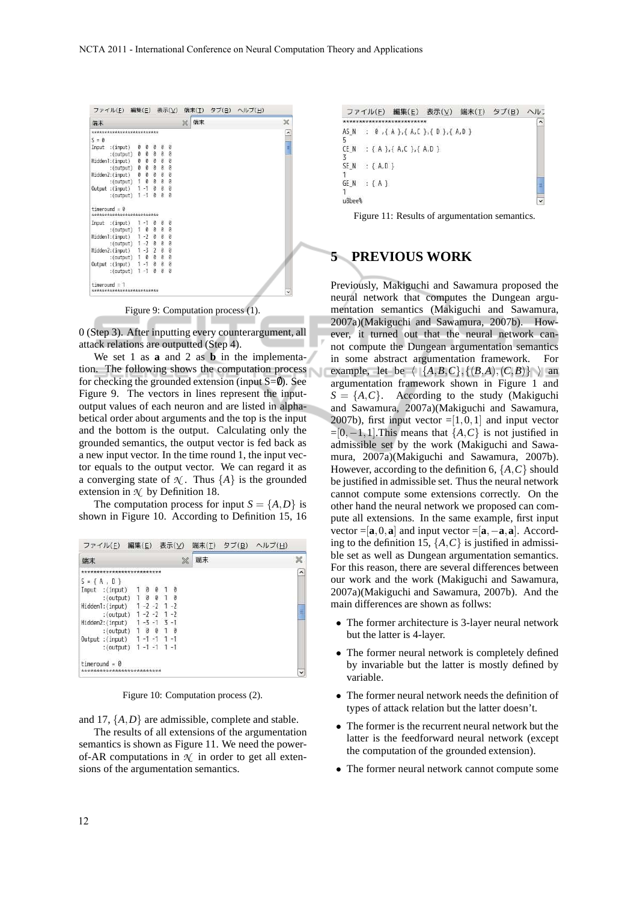```
ファイル(F)  編集(E)  表示(V)  端末(T)  タブ(B)  ヘルプ(H)
端末                                    端末
**************************
S = 0
Input  :(input)   0  0  0  0  0
       :(output)  0  0  0  0  0
Hidden1:(input)   0  0  0  0  0
       :(output)  0  0  0  0  0
Hidden2:(input)   0  0  0  0  0
       :(output)  1  0  0  0  0
Output :(input)   1 -1  0  0  0
       :(output)  1 -1  0  0  0

timeround = 0
**************************
Input  :(input)   1 -1  0  0  0
       :(output)  1  0  0  0  0
Hidden1:(input)   1 -2  0  0  0
       :(output)  1 -2  0  0  0
Hidden2:(input)   1 -3  2  0  0
       :(output)  1  0  0  0  0
Output :(input)   1 -1  0  0  0
       :(output)  1 -1  0  0  0

timeround = 1
**************************
```

Figure 9: Computation process (1).

0 (Step 3). After inputting every counterargument, all attack relations are outputted (Step 4).

We set 1 as **a** and 2 as **b** in the implementation. The following shows the computation process for checking the grounded extension (input S=$\emptyset$). See Figure 9. The vectors in lines represent the input-output values of each neuron and are listed in alphabetical order about arguments and the top is the input and the bottom is the output. Calculating only the grounded semantics, the output vector is fed back as a new input vector. In the time round 1, the input vector equals to the output vector. We can regard it as a converging state of $\mathcal{N}$. Thus $\{A\}$ is the grounded extension in $\mathcal{N}$ by Definition 18.

The computation process for input $S = \{A,D\}$ is shown in Figure 10. According to Definition 15, 16

```
ファイル(F)  編集(E)  表示(V)  端末(T)  タブ(B)  ヘルプ(H)
端末                                    端末
**************************
S = { A , D }
Input  :(input)   1  0  0  1  0
       :(output)  1  0  0  1  0
Hidden1:(input)   1 -2 -2  1 -2
       :(output)  1 -2 -2  1 -2
Hidden2:(input)   1 -3 -1  3 -1
       :(output)  1  0  0  1  0
Output :(input)   1 -1 -1  1 -1
       :(output)  1 -1 -1  1 -1

timeround = 0
**************************
```

Figure 10: Computation process (2).

and 17, $\{A,D\}$ are admissible, complete and stable.

The results of all extensions of the argumentation semantics is shown as Figure 11. We need the power-of-AR computations in $\mathcal{N}$ in order to get all extensions of the argumentation semantics.

```
ファイル(F)  編集(E)  表示(V)  端末(T)  タブ(B)  ヘルプ
**************************
AS_N   :  0 ,{ A },{ A,C },{ D },{ A,D }
5
CE_N   : { A },{ A,C },{ A,D }
3
SE_N   : { A,D }
1
GE_N   : { A }
1
u8bee%
```

Figure 11: Results of argumentation semantics.

## 5 PREVIOUS WORK

Previously, Makiguchi and Sawamura proposed the neural network that computes the Dungean argumentation semantics (Makiguchi and Sawamura, 2007a)(Makiguchi and Sawamura, 2007b). However, it turned out that the neural network cannot compute the Dungean argumentation semantics in some abstract argumentation framework. For example, let be $\langle \{A,B,C\}, \{(B,A),(C,B)\} \rangle$ an argumentation framework shown in Figure 1 and $S = \{A,C\}$. According to the study (Makiguchi and Sawamura, 2007a)(Makiguchi and Sawamura, 2007b), first input vector $=[1,0,1]$ and input vector $=[0,-1,1]$.This means that $\{A,C\}$ is not justified in admissible set by the work (Makiguchi and Sawamura, 2007a)(Makiguchi and Sawamura, 2007b). However, according to the definition 6, $\{A,C\}$ should be justified in admissible set. Thus the neural network cannot compute some extensions correctly. On the other hand the neural network we proposed can compute all extensions. In the same example, first input vector $=[\mathbf{a},0,\mathbf{a}]$ and input vector $=[\mathbf{a},-\mathbf{a},\mathbf{a}]$. According to the definition 15, $\{A,C\}$ is justified in admissible set as well as Dungean argumentation semantics. For this reason, there are several differences between our work and the work (Makiguchi and Sawamura, 2007a)(Makiguchi and Sawamura, 2007b). And the main differences are shown as follws:

- The former architecture is 3-layer neural network but the latter is 4-layer.
- The former neural network is completely defined by invariable but the latter is mostly defined by variable.
- The former neural network needs the definition of types of attack relation but the latter doesn't.
- The former is the recurrent neural network but the latter is the feedforward neural network (except the computation of the grounded extension).
- The former neural network cannot compute some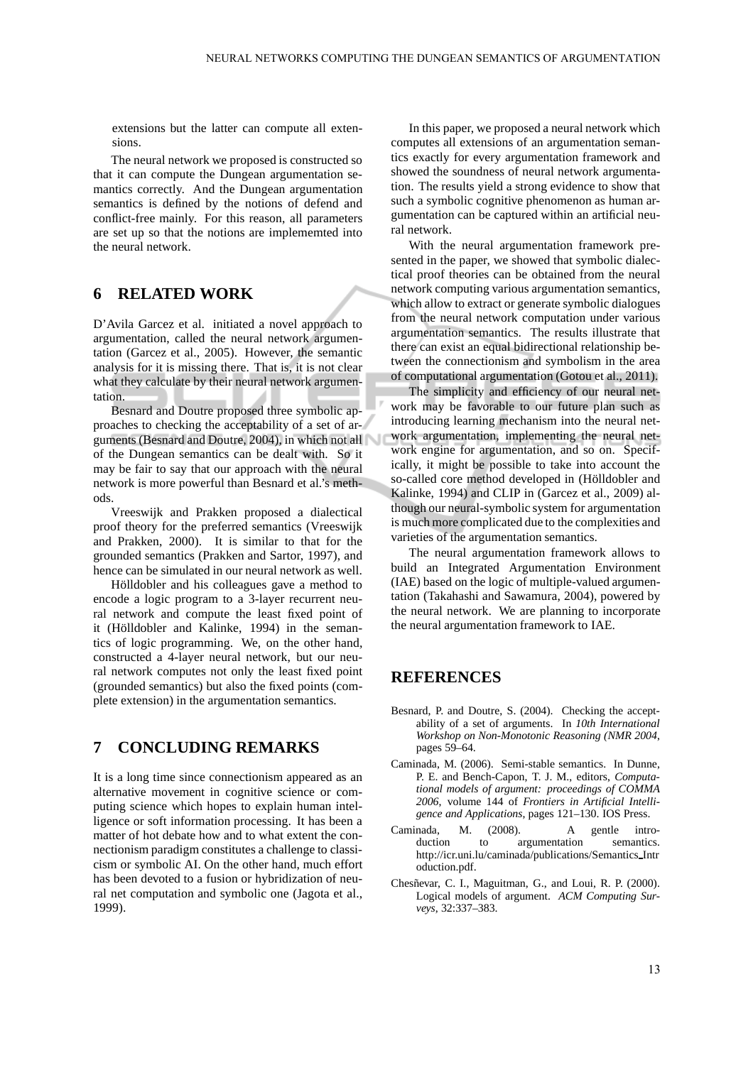extensions but the latter can compute all extensions.

The neural network we proposed is constructed so that it can compute the Dungean argumentation semantics correctly. And the Dungean argumentation semantics is defined by the notions of defend and conflict-free mainly. For this reason, all parameters are set up so that the notions are implememted into the neural network.

## 6 RELATED WORK

D'Avila Garcez et al. initiated a novel approach to argumentation, called the neural network argumentation (Garcez et al., 2005). However, the semantic analysis for it is missing there. That is, it is not clear what they calculate by their neural network argumentation.

Besnard and Doutre proposed three symbolic approaches to checking the acceptability of a set of arguments (Besnard and Doutre, 2004), in which not all of the Dungean semantics can be dealt with. So it may be fair to say that our approach with the neural network is more powerful than Besnard et al.'s methods.

Vreeswijk and Prakken proposed a dialectical proof theory for the preferred semantics (Vreeswijk and Prakken, 2000). It is similar to that for the grounded semantics (Prakken and Sartor, 1997), and hence can be simulated in our neural network as well.

Hölldobler and his colleagues gave a method to encode a logic program to a 3-layer recurrent neural network and compute the least fixed point of it (Hölldobler and Kalinke, 1994) in the semantics of logic programming. We, on the other hand, constructed a 4-layer neural network, but our neural network computes not only the least fixed point (grounded semantics) but also the fixed points (complete extension) in the argumentation semantics.

## 7 CONCLUDING REMARKS

It is a long time since connectionism appeared as an alternative movement in cognitive science or computing science which hopes to explain human intelligence or soft information processing. It has been a matter of hot debate how and to what extent the connectionism paradigm constitutes a challenge to classicism or symbolic AI. On the other hand, much effort has been devoted to a fusion or hybridization of neural net computation and symbolic one (Jagota et al., 1999).

In this paper, we proposed a neural network which computes all extensions of an argumentation semantics exactly for every argumentation framework and showed the soundness of neural network argumentation. The results yield a strong evidence to show that such a symbolic cognitive phenomenon as human argumentation can be captured within an artificial neural network.

With the neural argumentation framework presented in the paper, we showed that symbolic dialectical proof theories can be obtained from the neural network computing various argumentation semantics, which allow to extract or generate symbolic dialogues from the neural network computation under various argumentation semantics. The results illustrate that there can exist an equal bidirectional relationship between the connectionism and symbolism in the area of computational argumentation (Gotou et al., 2011).

The simplicity and efficiency of our neural network may be favorable to our future plan such as introducing learning mechanism into the neural network argumentation, implementing the neural network engine for argumentation, and so on. Specifically, it might be possible to take into account the so-called core method developed in (Hölldobler and Kalinke, 1994) and CLIP in (Garcez et al., 2009) although our neural-symbolic system for argumentation is much more complicated due to the complexities and varieties of the argumentation semantics.

The neural argumentation framework allows to build an Integrated Argumentation Environment (IAE) based on the logic of multiple-valued argumentation (Takahashi and Sawamura, 2004), powered by the neural network. We are planning to incorporate the neural argumentation framework to IAE.

## REFERENCES

Besnard, P. and Doutre, S. (2004). Checking the acceptability of a set of arguments. In *10th International Workshop on Non-Monotonic Reasoning (NMR 2004*, pages 59–64.

Caminada, M. (2006). Semi-stable semantics. In Dunne, P. E. and Bench-Capon, T. J. M., editors, *Computational models of argument: proceedings of COMMA 2006*, volume 144 of *Frontiers in Artificial Intelligence and Applications*, pages 121–130. IOS Press.

Caminada, M. (2008). A gentle introduction to argumentation semantics. http://icr.uni.lu/caminada/publications/Semantics_Introduction.pdf.

Chesñevar, C. I., Maguitman, G., and Loui, R. P. (2000). Logical models of argument. *ACM Computing Surveys*, 32:337–383.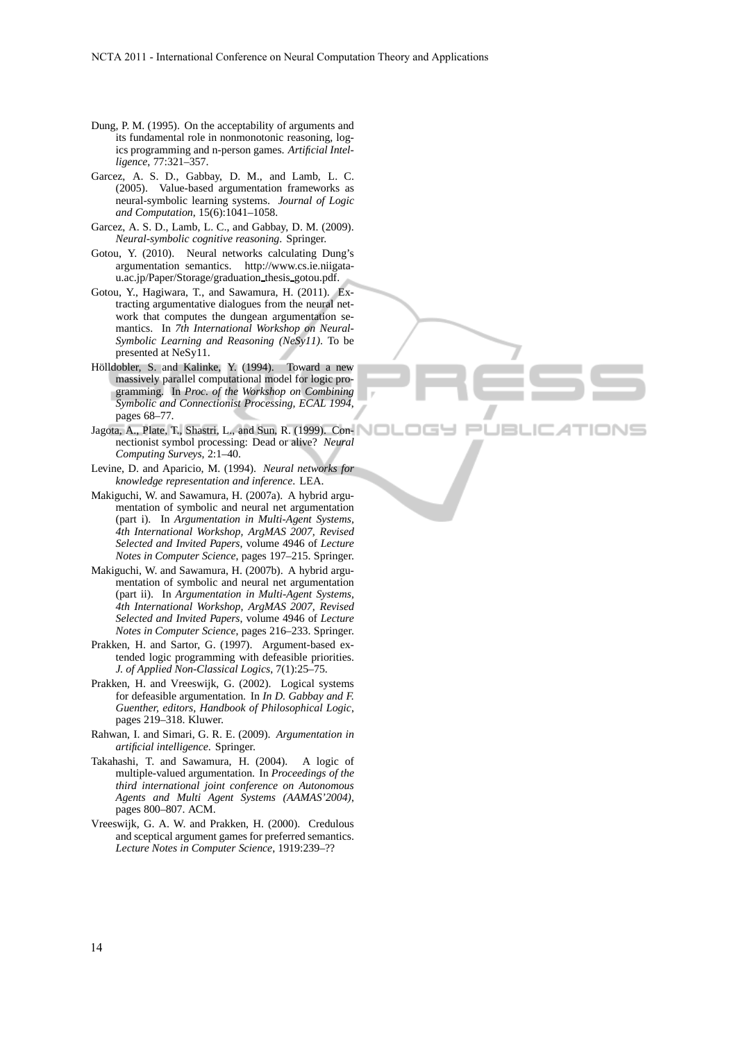Dung, P. M. (1995). On the acceptability of arguments and its fundamental role in nonmonotonic reasoning, logics programming and n-person games. *Artificial Intelligence*, 77:321–357.

Garcez, A. S. D., Gabbay, D. M., and Lamb, L. C. (2005). Value-based argumentation frameworks as neural-symbolic learning systems. *Journal of Logic and Computation*, 15(6):1041–1058.

Garcez, A. S. D., Lamb, L. C., and Gabbay, D. M. (2009). *Neural-symbolic cognitive reasoning*. Springer.

Gotou, Y. (2010). Neural networks calculating Dung's argumentation semantics. http://www.cs.ie.niigata-u.ac.jp/Paper/Storage/graduation_thesis_gotou.pdf.

Gotou, Y., Hagiwara, T., and Sawamura, H. (2011). Extracting argumentative dialogues from the neural network that computes the dungean argumentation semantics. In *7th International Workshop on Neural-Symbolic Learning and Reasoning (NeSy11)*. To be presented at NeSy11.

Hölldobler, S. and Kalinke, Y. (1994). Toward a new massively parallel computational model for logic programming. In *Proc. of the Workshop on Combining Symbolic and Connectionist Processing, ECAL 1994*, pages 68–77.

Jagota, A., Plate, T., Shastri, L., and Sun, R. (1999). Connectionist symbol processing: Dead or alive? *Neural Computing Surveys*, 2:1–40.

Levine, D. and Aparicio, M. (1994). *Neural networks for knowledge representation and inference*. LEA.

Makiguchi, W. and Sawamura, H. (2007a). A hybrid argumentation of symbolic and neural net argumentation (part i). In *Argumentation in Multi-Agent Systems, 4th International Workshop, ArgMAS 2007, Revised Selected and Invited Papers*, volume 4946 of *Lecture Notes in Computer Science*, pages 197–215. Springer.

Makiguchi, W. and Sawamura, H. (2007b). A hybrid argumentation of symbolic and neural net argumentation (part ii). In *Argumentation in Multi-Agent Systems, 4th International Workshop, ArgMAS 2007, Revised Selected and Invited Papers*, volume 4946 of *Lecture Notes in Computer Science*, pages 216–233. Springer.

Prakken, H. and Sartor, G. (1997). Argument-based extended logic programming with defeasible priorities. *J. of Applied Non-Classical Logics*, 7(1):25–75.

Prakken, H. and Vreeswijk, G. (2002). Logical systems for defeasible argumentation. In *In D. Gabbay and F. Guenther, editors, Handbook of Philosophical Logic*, pages 219–318. Kluwer.

Rahwan, I. and Simari, G. R. E. (2009). *Argumentation in artificial intelligence*. Springer.

Takahashi, T. and Sawamura, H. (2004). A logic of multiple-valued argumentation. In *Proceedings of the third international joint conference on Autonomous Agents and Multi Agent Systems (AAMAS'2004)*, pages 800–807. ACM.

Vreeswijk, G. A. W. and Prakken, H. (2000). Credulous and sceptical argument games for preferred semantics. *Lecture Notes in Computer Science*, 1919:239–??